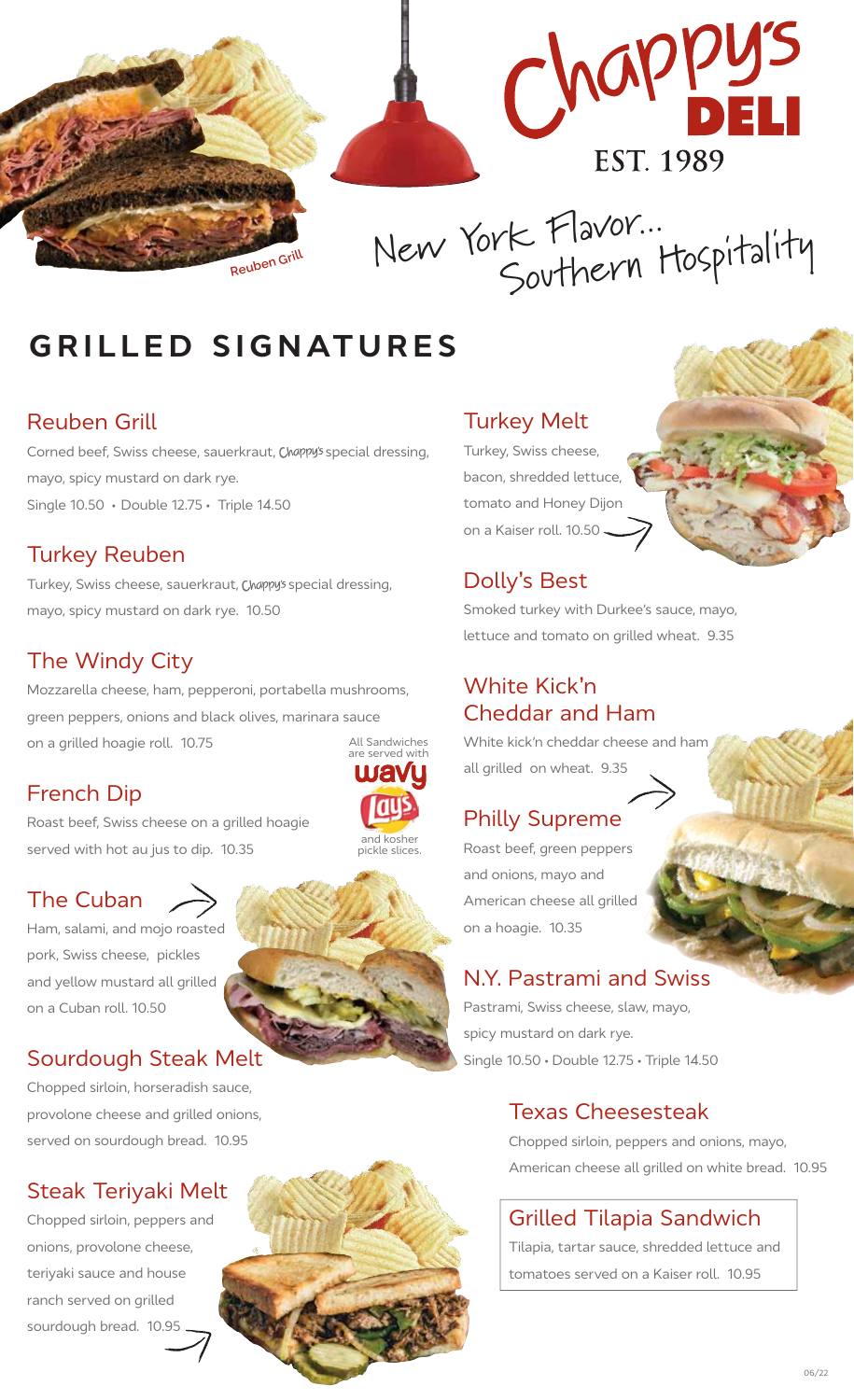# Chappy's DELI

EST. 1989

New York Flavor... Southern Hospitality

Reuben Grill

## GRILLED SIGNATURES

### Reuben Grill

Corned beef, Swiss cheese, sauerkraut, Chappy's special dressing, mayo, spicy mustard on dark rye.

Single 10.50 • Double 12.75 • Triple 14.50

### Turkey Reuben

Turkey, Swiss cheese, sauerkraut, Chappy's special dressing, mayo, spicy mustard on dark rye. 10.50

### The Windy City

Mozzarella cheese, ham, pepperoni, portabella mushrooms, green peppers, onions and black olives, marinara sauce on a grilled hoagie roll. 10.75

All Sandwiches are served with wavy Lay's and kosher pickle slices.

### French Dip

Roast beef, Swiss cheese on a grilled hoagie served with hot au jus to dip. 10.35

### The Cuban

Ham, salami, and mojo roasted pork, Swiss cheese, pickles and yellow mustard all grilled on a Cuban roll. 10.50

### Sourdough Steak Melt

Chopped sirloin, horseradish sauce, provolone cheese and grilled onions, served on sourdough bread. 10.95

### Steak Teriyaki Melt

Chopped sirloin, peppers and onions, provolone cheese, teriyaki sauce and house ranch served on grilled sourdough bread. 10.95

### Turkey Melt

Turkey, Swiss cheese, bacon, shredded lettuce, tomato and Honey Dijon on a Kaiser roll. 10.50

### Dolly's Best

Smoked turkey with Durkee's sauce, mayo, lettuce and tomato on grilled wheat. 9.35

### White Kick'n Cheddar and Ham

White kick'n cheddar cheese and ham all grilled on wheat. 9.35

### Philly Supreme

Roast beef, green peppers and onions, mayo and American cheese all grilled on a hoagie. 10.35

### N.Y. Pastrami and Swiss

Pastrami, Swiss cheese, slaw, mayo, spicy mustard on dark rye.

Single 10.50 • Double 12.75 • Triple 14.50

### Texas Cheesesteak

Chopped sirloin, peppers and onions, mayo, American cheese all grilled on white bread. 10.95

### Grilled Tilapia Sandwich

Tilapia, tartar sauce, shredded lettuce and tomatoes served on a Kaiser roll. 10.95

06/22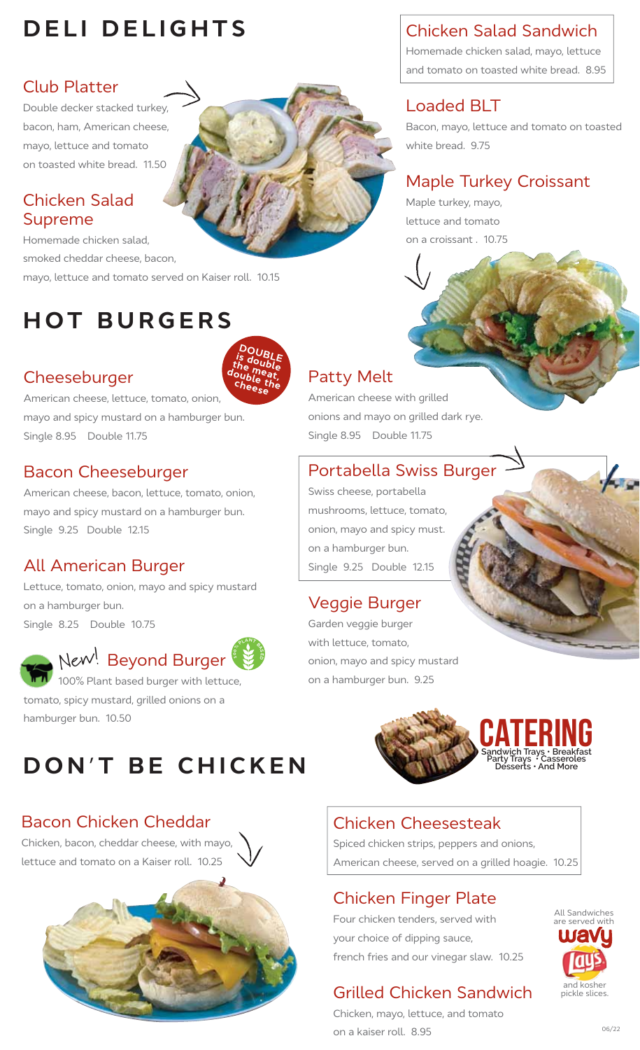# DELI DELIGHTS

### Club Platter

Double decker stacked turkey, bacon, ham, American cheese, mayo, lettuce and tomato on toasted white bread. 11.50

### Chicken Salad Supreme

Homemade chicken salad, smoked cheddar cheese, bacon, mayo, lettuce and tomato served on Kaiser roll. 10.15

### Chicken Salad Sandwich

Homemade chicken salad, mayo, lettuce and tomato on toasted white bread. 8.95

### Loaded BLT

Bacon, mayo, lettuce and tomato on toasted white bread. 9.75

### Maple Turkey Croissant

Maple turkey, mayo, lettuce and tomato on a croissant . 10.75

# HOT BURGERS

DOUBLE is double the meat, double the cheese

### Cheeseburger

American cheese, lettuce, tomato, onion, mayo and spicy mustard on a hamburger bun.
Single 8.95 Double 11.75

### Bacon Cheeseburger

American cheese, bacon, lettuce, tomato, onion, mayo and spicy mustard on a hamburger bun.
Single 9.25 Double 12.15

### All American Burger

Lettuce, tomato, onion, mayo and spicy mustard on a hamburger bun.
Single 8.25 Double 10.75

### New! Beyond Burger

100% Plant based burger with lettuce, tomato, spicy mustard, grilled onions on a hamburger bun. 10.50

### Patty Melt

American cheese with grilled onions and mayo on grilled dark rye.
Single 8.95 Double 11.75

### Portabella Swiss Burger

Swiss cheese, portabella mushrooms, lettuce, tomato, onion, mayo and spicy must. on a hamburger bun.
Single 9.25 Double 12.15

### Veggie Burger

Garden veggie burger with lettuce, tomato, onion, mayo and spicy mustard on a hamburger bun. 9.25

**CATERING**
Sandwich Trays • Breakfast
Party Trays • Casseroles
Desserts • And More

# DON'T BE CHICKEN

### Bacon Chicken Cheddar

Chicken, bacon, cheddar cheese, with mayo, lettuce and tomato on a Kaiser roll. 10.25

### Chicken Cheesesteak

Spiced chicken strips, peppers and onions, American cheese, served on a grilled hoagie. 10.25

### Chicken Finger Plate

Four chicken tenders, served with your choice of dipping sauce, french fries and our vinegar slaw. 10.25

### Grilled Chicken Sandwich

Chicken, mayo, lettuce, and tomato on a kaiser roll. 8.95

All Sandwiches are served with Wavy Lay's and kosher pickle slices.

06/22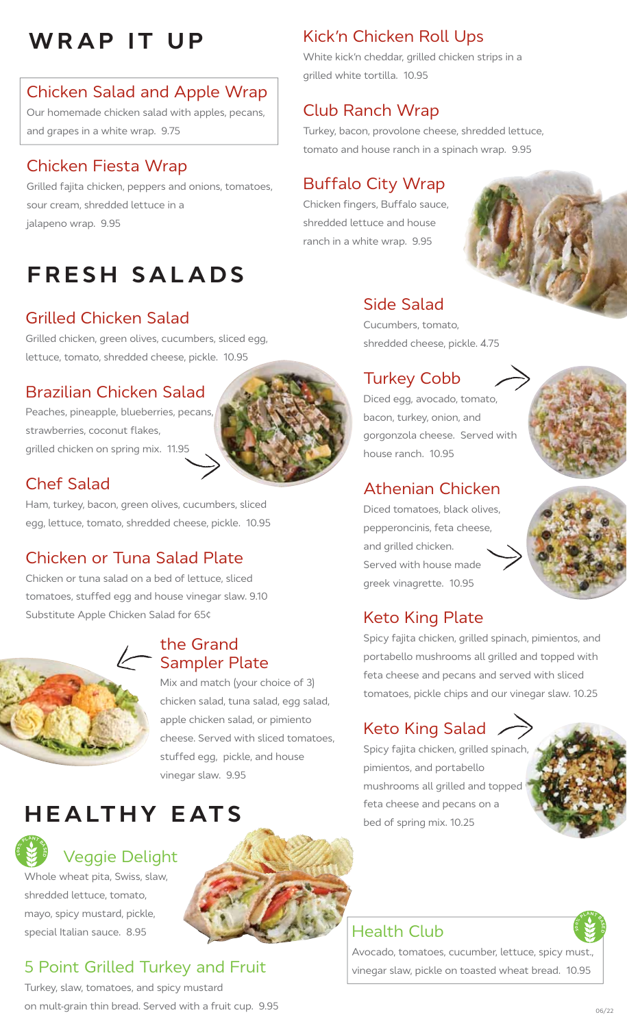# WRAP IT UP

### Chicken Salad and Apple Wrap

Our homemade chicken salad with apples, pecans, and grapes in a white wrap. 9.75

### Chicken Fiesta Wrap

Grilled fajita chicken, peppers and onions, tomatoes, sour cream, shredded lettuce in a jalapeno wrap. 9.95

### Kick'n Chicken Roll Ups

White kick'n cheddar, grilled chicken strips in a grilled white tortilla. 10.95

### Club Ranch Wrap

Turkey, bacon, provolone cheese, shredded lettuce, tomato and house ranch in a spinach wrap. 9.95

### Buffalo City Wrap

Chicken fingers, Buffalo sauce, shredded lettuce and house ranch in a white wrap. 9.95

# FRESH SALADS

### Grilled Chicken Salad

Grilled chicken, green olives, cucumbers, sliced egg, lettuce, tomato, shredded cheese, pickle. 10.95

### Brazilian Chicken Salad

Peaches, pineapple, blueberries, pecans, strawberries, coconut flakes, grilled chicken on spring mix. 11.95

### Chef Salad

Ham, turkey, bacon, green olives, cucumbers, sliced egg, lettuce, tomato, shredded cheese, pickle. 10.95

### Chicken or Tuna Salad Plate

Chicken or tuna salad on a bed of lettuce, sliced tomatoes, stuffed egg and house vinegar slaw. 9.10
Substitute Apple Chicken Salad for 65¢

### the Grand Sampler Plate

Mix and match (your choice of 3) chicken salad, tuna salad, egg salad, apple chicken salad, or pimiento cheese. Served with sliced tomatoes, stuffed egg, pickle, and house vinegar slaw. 9.95

### Side Salad

Cucumbers, tomato, shredded cheese, pickle. 4.75

### Turkey Cobb

Diced egg, avocado, tomato, bacon, turkey, onion, and gorgonzola cheese. Served with house ranch. 10.95

### Athenian Chicken

Diced tomatoes, black olives, pepperoncinis, feta cheese, and grilled chicken. Served with house made greek vinagrette. 10.95

### Keto King Plate

Spicy fajita chicken, grilled spinach, pimientos, and portabello mushrooms all grilled and topped with feta cheese and pecans and served with sliced tomatoes, pickle chips and our vinegar slaw. 10.25

### Keto King Salad

Spicy fajita chicken, grilled spinach, pimientos, and portabello mushrooms all grilled and topped feta cheese and pecans on a bed of spring mix. 10.25

# HEALTHY EATS

### Veggie Delight

Whole wheat pita, Swiss, slaw, shredded lettuce, tomato, mayo, spicy mustard, pickle, special Italian sauce. 8.95

### 5 Point Grilled Turkey and Fruit

Turkey, slaw, tomatoes, and spicy mustard on mult-grain thin bread. Served with a fruit cup. 9.95

### Health Club

Avocado, tomatoes, cucumber, lettuce, spicy must., vinegar slaw, pickle on toasted wheat bread. 10.95

06/22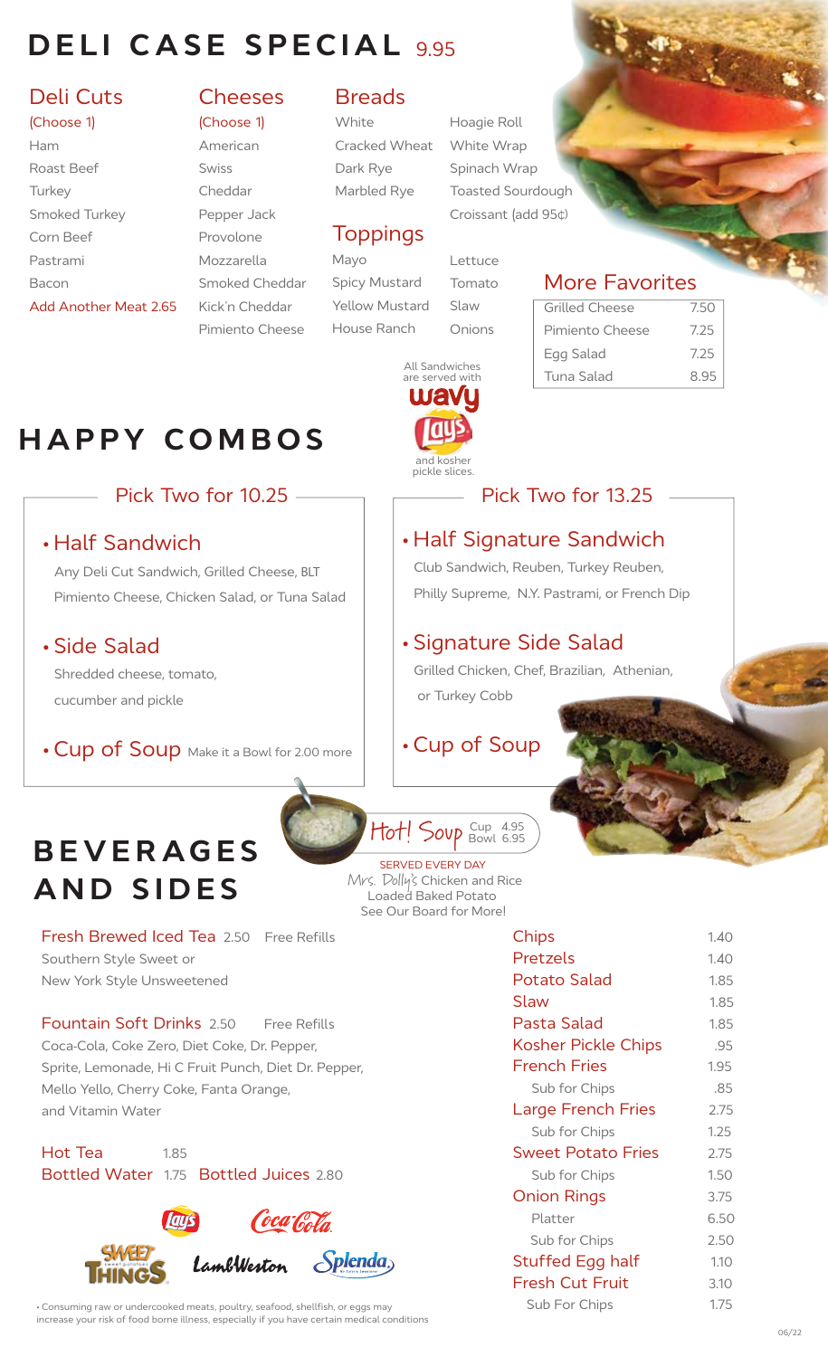# DELI CASE SPECIAL 9.95

## Deli Cuts

(Choose 1)

- Ham
- Roast Beef
- Turkey
- Smoked Turkey
- Corn Beef
- Pastrami
- Bacon
- Add Another Meat 2.65

## Cheeses

(Choose 1)

- American
- Swiss
- Cheddar
- Pepper Jack
- Provolone
- Mozzarella
- Smoked Cheddar
- Kick'n Cheddar
- Pimiento Cheese

## Breads

- White
- Cracked Wheat
- Dark Rye
- Marbled Rye
- Hoagie Roll
- White Wrap
- Spinach Wrap
- Toasted Sourdough
- Croissant (add 95¢)

## Toppings

- Mayo
- Spicy Mustard
- Yellow Mustard
- House Ranch
- Lettuce
- Tomato
- Slaw
- Onions

All Sandwiches are served with wavy Lay's and kosher pickle slices.

## More Favorites

| | |
|---|---|
| Grilled Cheese | 7.50 |
| Pimiento Cheese | 7.25 |
| Egg Salad | 7.25 |
| Tuna Salad | 8.95 |

# HAPPY COMBOS

## Pick Two for 10.25

- **Half Sandwich**
  Any Deli Cut Sandwich, Grilled Cheese, BLT Pimiento Cheese, Chicken Salad, or Tuna Salad
- **Side Salad**
  Shredded cheese, tomato, cucumber and pickle
- **Cup of Soup** Make it a Bowl for 2.00 more

## Pick Two for 13.25

- **Half Signature Sandwich**
  Club Sandwich, Reuben, Turkey Reuben, Philly Supreme, N.Y. Pastrami, or French Dip
- **Signature Side Salad**
  Grilled Chicken, Chef, Brazilian, Athenian, or Turkey Cobb
- **Cup of Soup**

## Hot! Soup

Cup 4.95
Bowl 6.95

SERVED EVERY DAY
Mrs. Dolly's Chicken and Rice
Loaded Baked Potato
See Our Board for More!

# BEVERAGES AND SIDES

**Fresh Brewed Iced Tea** 2.50 Free Refills
Southern Style Sweet or
New York Style Unsweetened

**Fountain Soft Drinks** 2.50 Free Refills
Coca-Cola, Coke Zero, Diet Coke, Dr. Pepper, Sprite, Lemonade, Hi C Fruit Punch, Diet Dr. Pepper, Mello Yello, Cherry Coke, Fanta Orange, and Vitamin Water

**Hot Tea** 1.85
**Bottled Water** 1.75
**Bottled Juices** 2.80

| | |
|---|---|
| Chips | 1.40 |
| Pretzels | 1.40 |
| Potato Salad | 1.85 |
| Slaw | 1.85 |
| Pasta Salad | 1.85 |
| Kosher Pickle Chips | .95 |
| French Fries | 1.95 |
| Sub for Chips | .85 |
| Large French Fries | 2.75 |
| Sub for Chips | 1.25 |
| Sweet Potato Fries | 2.75 |
| Sub for Chips | 1.50 |
| Onion Rings | 3.75 |
| Platter | 6.50 |
| Sub for Chips | 2.50 |
| Stuffed Egg half | 1.10 |
| Fresh Cut Fruit | 3.10 |
| Sub For Chips | 1.75 |

• Consuming raw or undercooked meats, poultry, seafood, shellfish, or eggs may increase your risk of food borne illness, especially if you have certain medical conditions

06/22